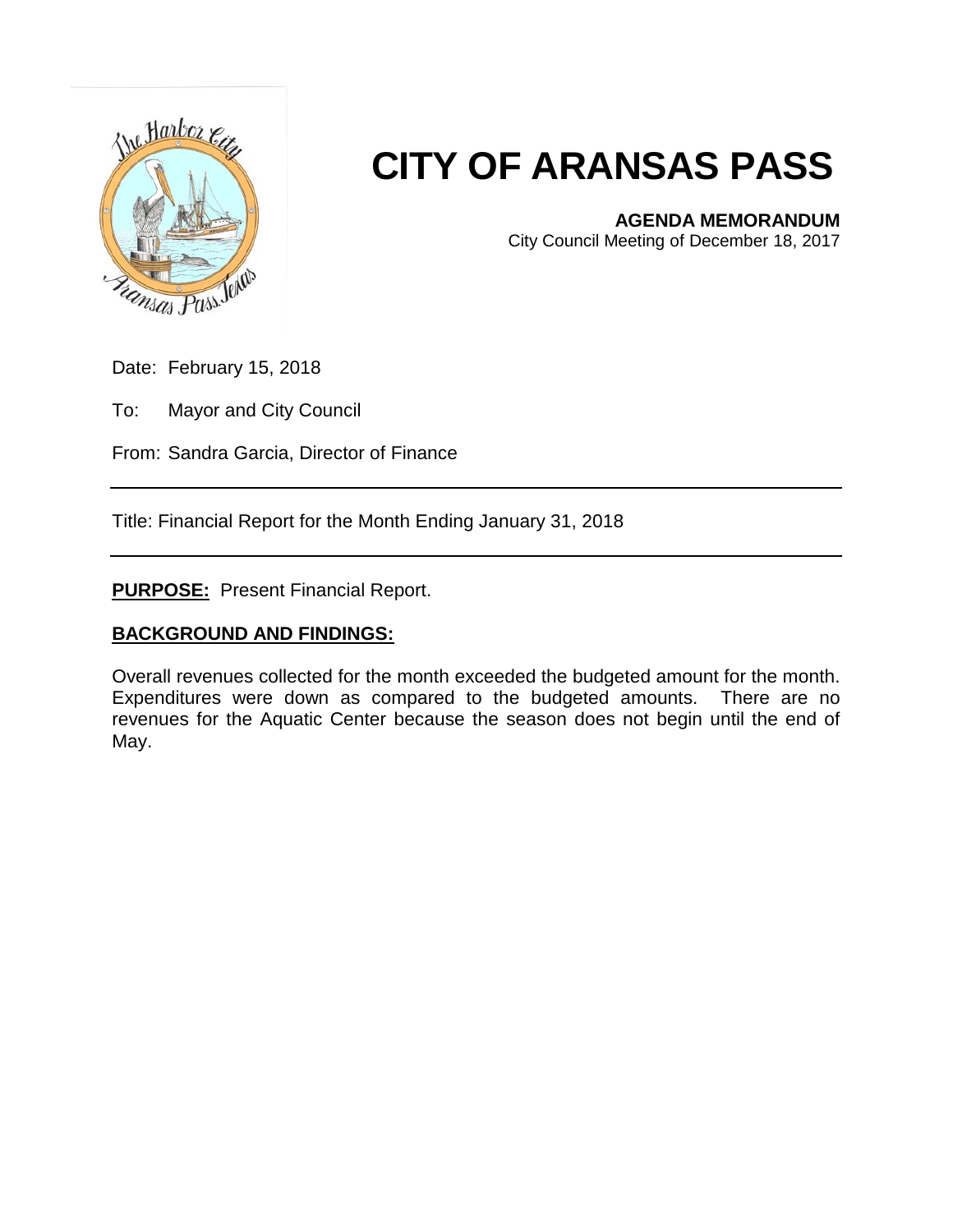# CITY OF ARANSAS PASS

**AGENDA MEMORANDUM**
City Council Meeting of December 18, 2017

Date: February 15, 2018

To: Mayor and City Council

From: Sandra Garcia, Director of Finance

---

Title: Financial Report for the Month Ending January 31, 2018

---

**PURPOSE:** Present Financial Report.

**BACKGROUND AND FINDINGS:**

Overall revenues collected for the month exceeded the budgeted amount for the month. Expenditures were down as compared to the budgeted amounts. There are no revenues for the Aquatic Center because the season does not begin until the end of May.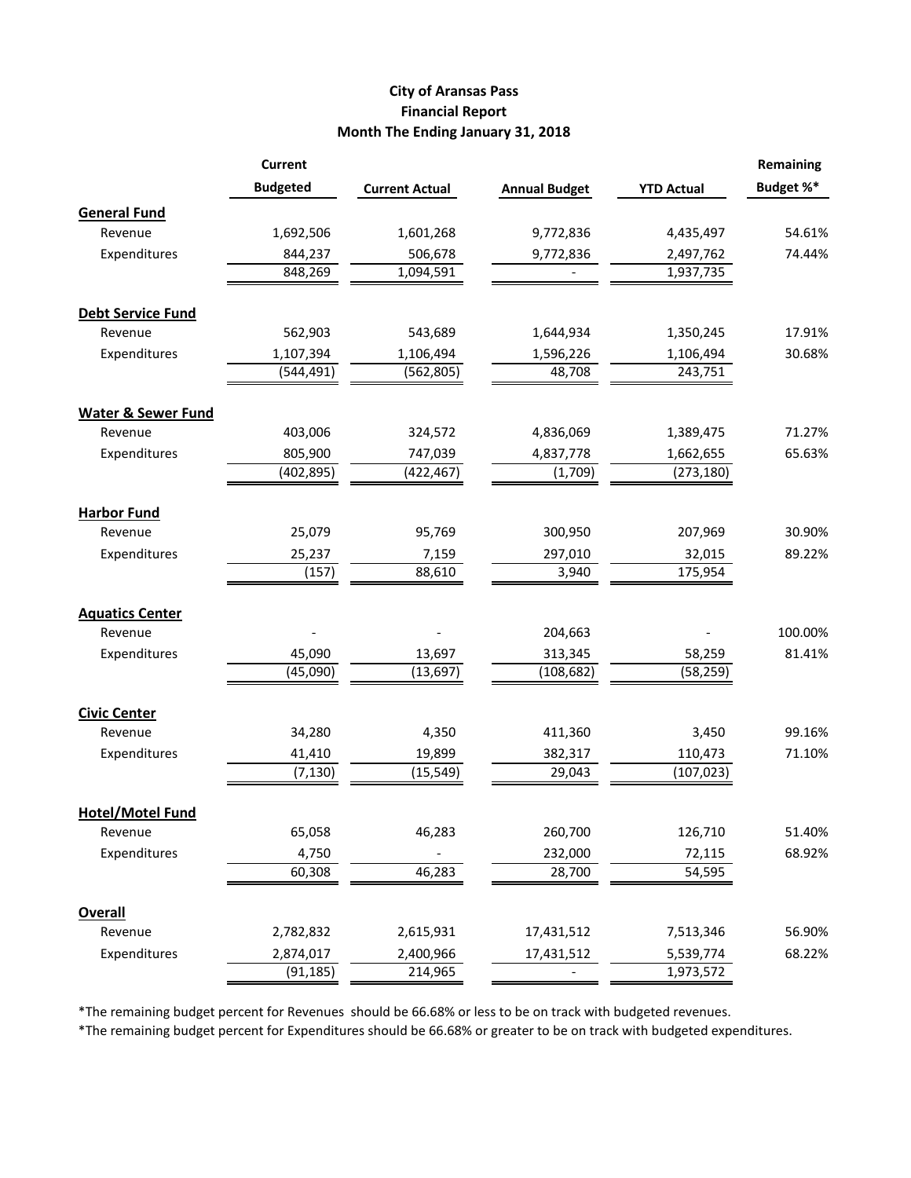**City of Aransas Pass**
**Financial Report**
**Month The Ending January 31, 2018**

| | Current Budgeted | Current Actual | Annual Budget | YTD Actual | Remaining Budget %* |
|---|---|---|---|---|---|
| **General Fund** | | | | | |
| Revenue | 1,692,506 | 1,601,268 | 9,772,836 | 4,435,497 | 54.61% |
| Expenditures | 844,237 | 506,678 | 9,772,836 | 2,497,762 | 74.44% |
| | 848,269 | 1,094,591 | - | 1,937,735 | |
| **Debt Service Fund** | | | | | |
| Revenue | 562,903 | 543,689 | 1,644,934 | 1,350,245 | 17.91% |
| Expenditures | 1,107,394 | 1,106,494 | 1,596,226 | 1,106,494 | 30.68% |
| | (544,491) | (562,805) | 48,708 | 243,751 | |
| **Water & Sewer Fund** | | | | | |
| Revenue | 403,006 | 324,572 | 4,836,069 | 1,389,475 | 71.27% |
| Expenditures | 805,900 | 747,039 | 4,837,778 | 1,662,655 | 65.63% |
| | (402,895) | (422,467) | (1,709) | (273,180) | |
| **Harbor Fund** | | | | | |
| Revenue | 25,079 | 95,769 | 300,950 | 207,969 | 30.90% |
| Expenditures | 25,237 | 7,159 | 297,010 | 32,015 | 89.22% |
| | (157) | 88,610 | 3,940 | 175,954 | |
| **Aquatics Center** | | | | | |
| Revenue | - | - | 204,663 | - | 100.00% |
| Expenditures | 45,090 | 13,697 | 313,345 | 58,259 | 81.41% |
| | (45,090) | (13,697) | (108,682) | (58,259) | |
| **Civic Center** | | | | | |
| Revenue | 34,280 | 4,350 | 411,360 | 3,450 | 99.16% |
| Expenditures | 41,410 | 19,899 | 382,317 | 110,473 | 71.10% |
| | (7,130) | (15,549) | 29,043 | (107,023) | |
| **Hotel/Motel Fund** | | | | | |
| Revenue | 65,058 | 46,283 | 260,700 | 126,710 | 51.40% |
| Expenditures | 4,750 | - | 232,000 | 72,115 | 68.92% |
| | 60,308 | 46,283 | 28,700 | 54,595 | |
| **Overall** | | | | | |
| Revenue | 2,782,832 | 2,615,931 | 17,431,512 | 7,513,346 | 56.90% |
| Expenditures | 2,874,017 | 2,400,966 | 17,431,512 | 5,539,774 | 68.22% |
| | (91,185) | 214,965 | - | 1,973,572 | |

*The remaining budget percent for Revenues should be 66.68% or less to be on track with budgeted revenues.

*The remaining budget percent for Expenditures should be 66.68% or greater to be on track with budgeted expenditures.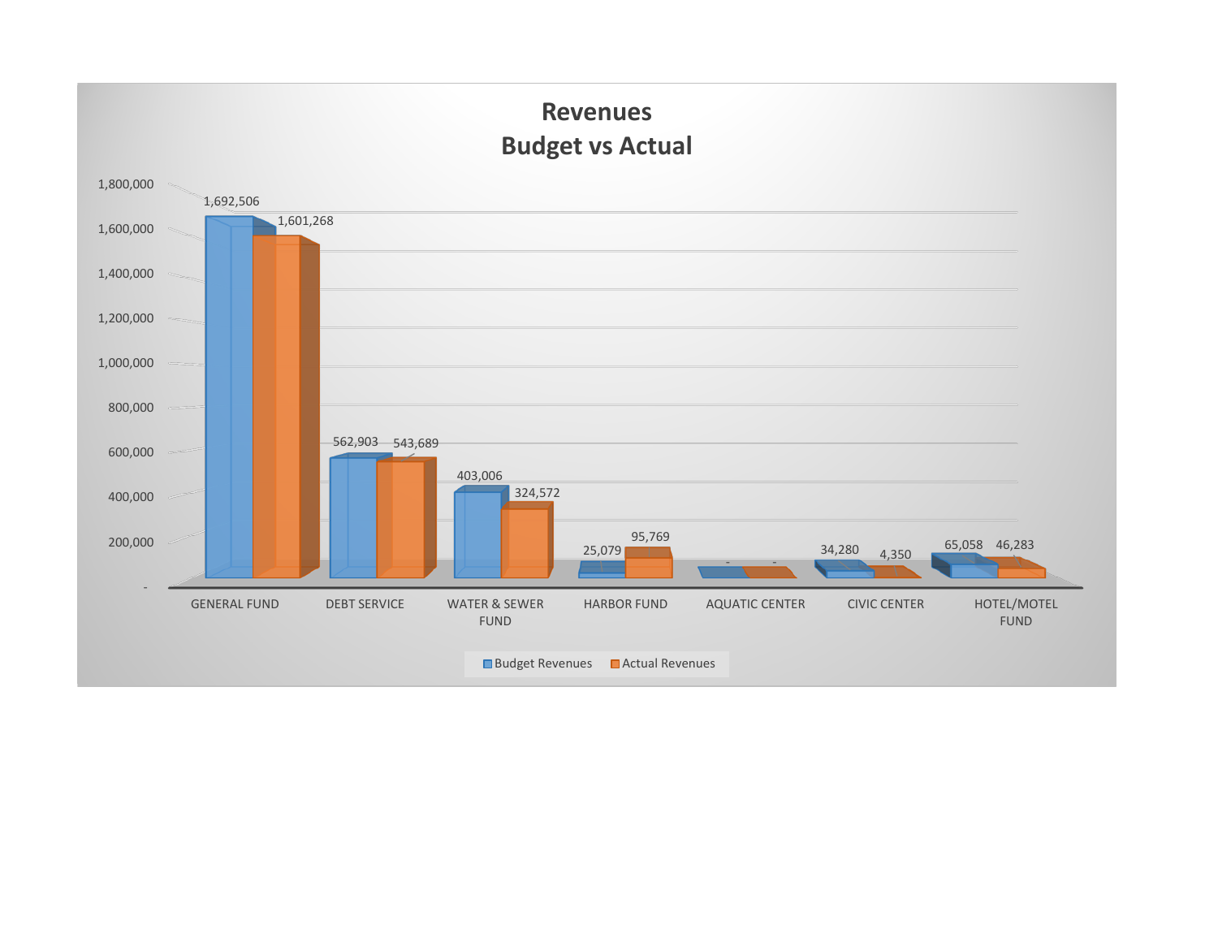# Revenues
## Budget vs Actual

| Fund | Budget Revenues | Actual Revenues |
|---|---|---|
| GENERAL FUND | 1,692,506 | 1,601,268 |
| DEBT SERVICE | 562,903 | 543,689 |
| WATER & SEWER FUND | 403,006 | 324,572 |
| HARBOR FUND | 25,079 | 95,769 |
| AQUATIC CENTER | - | - |
| CIVIC CENTER | 34,280 | 4,350 |
| HOTEL/MOTEL FUND | 65,058 | 46,283 |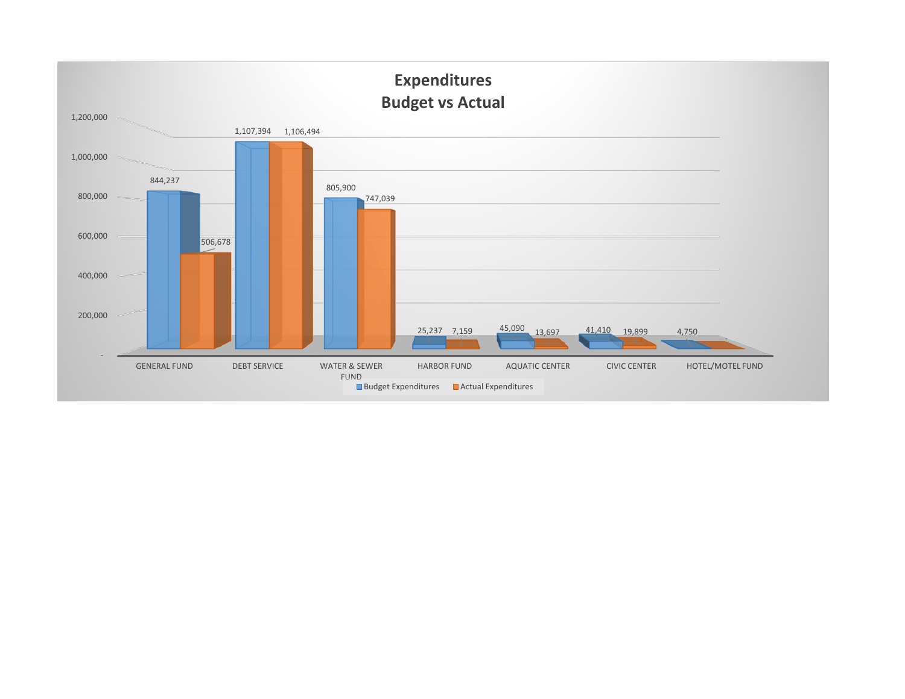# Expenditures
## Budget vs Actual

| Fund | Budget Expenditures | Actual Expenditures |
|---|---|---|
| GENERAL FUND | 844,237 | 506,678 |
| DEBT SERVICE | 1,107,394 | 1,106,494 |
| WATER & SEWER FUND | 805,900 | 747,039 |
| HARBOR FUND | 25,237 | 7,159 |
| AQUATIC CENTER | 45,090 | 13,697 |
| CIVIC CENTER | 41,410 | 19,899 |
| HOTEL/MOTEL FUND | 4,750 | - |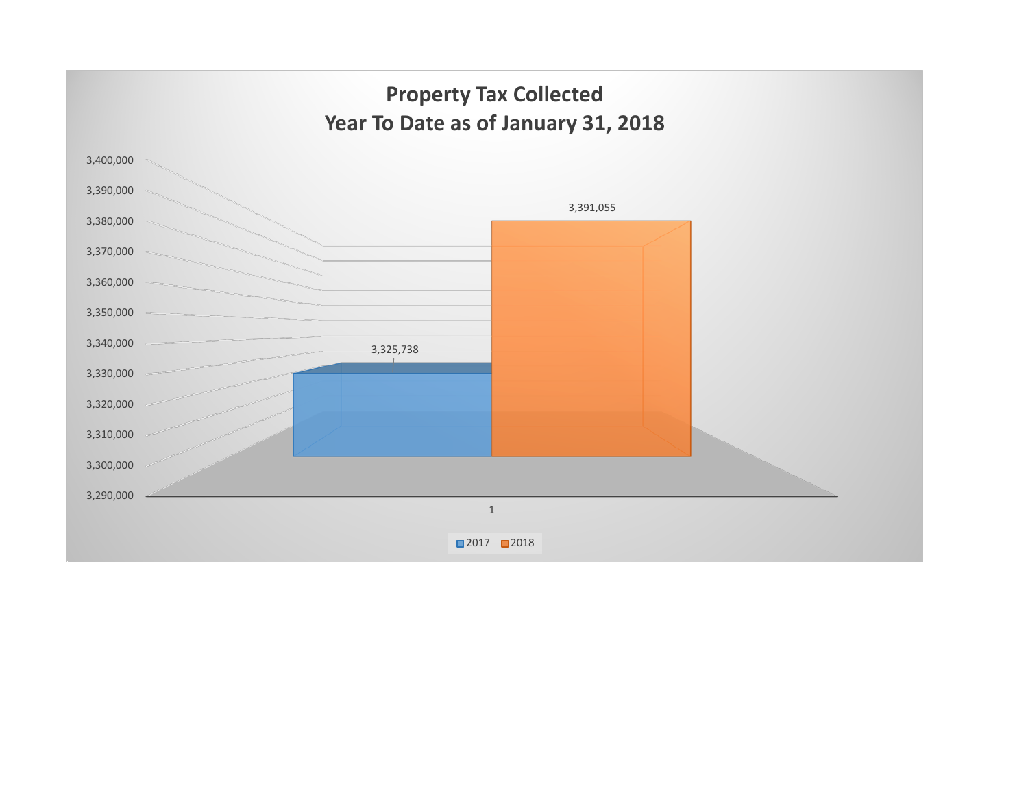# Property Tax Collected
## Year To Date as of January 31, 2018

| | 2017 | 2018 |
|---|---|---|
| 1 | 3,325,738 | 3,391,055 |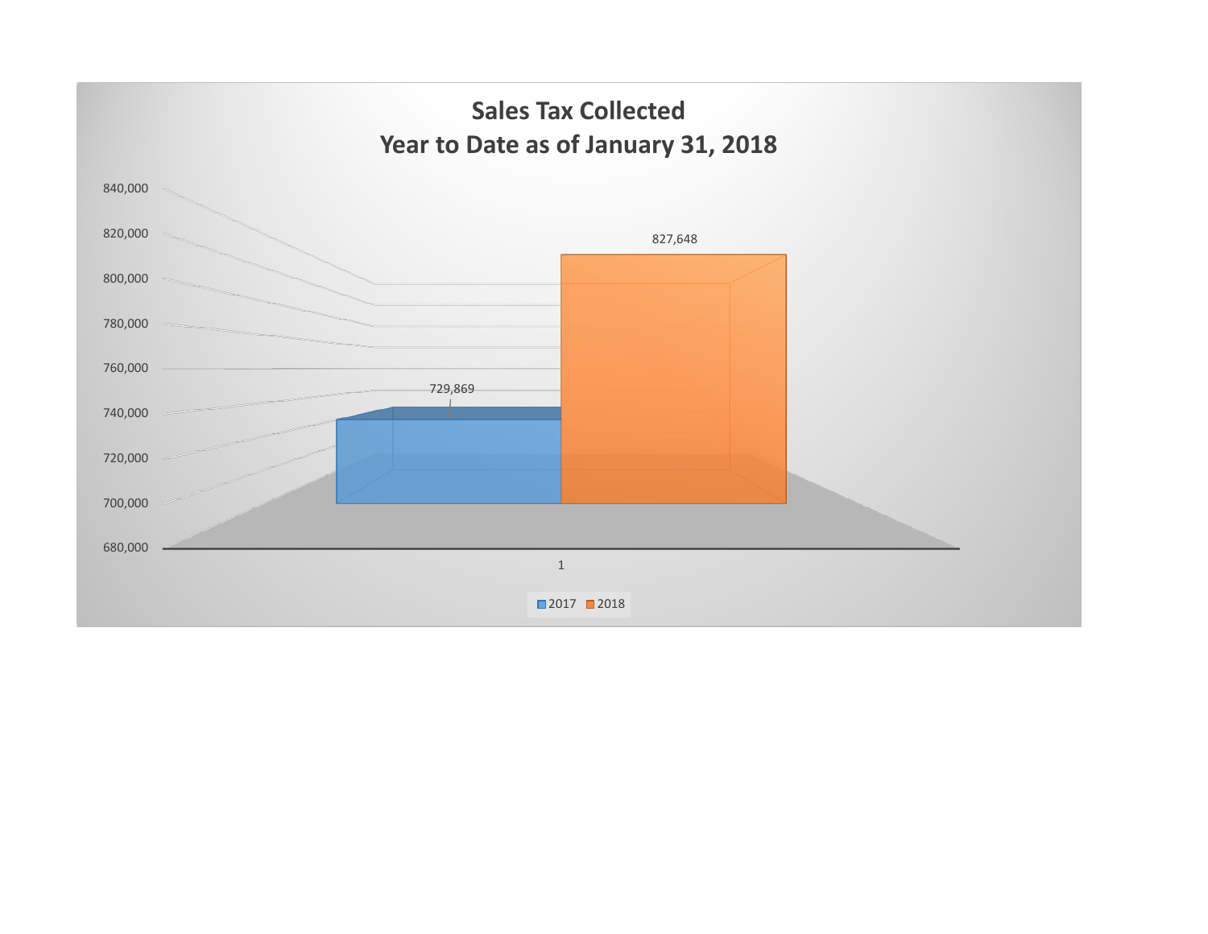# Sales Tax Collected
## Year to Date as of January 31, 2018

840,000
820,000
800,000
780,000
760,000
740,000
720,000
700,000
680,000

729,869
827,648

1

2017 2018